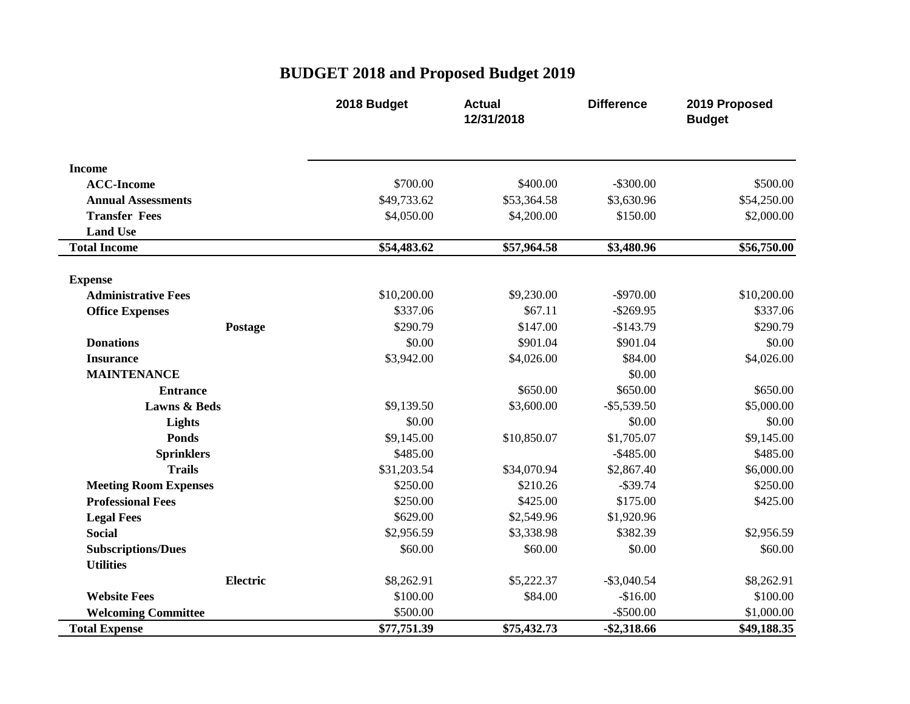# BUDGET 2018 and Proposed Budget 2019

| | 2018 Budget | Actual 12/31/2018 | Difference | 2019 Proposed Budget |
|---|---|---|---|---|
| **Income** | | | | |
| **ACC-Income** | $700.00 | $400.00 | -$300.00 | $500.00 |
| **Annual Assessments** | $49,733.62 | $53,364.58 | $3,630.96 | $54,250.00 |
| **Transfer Fees** | $4,050.00 | $4,200.00 | $150.00 | $2,000.00 |
| **Land Use** | | | | |
| **Total Income** | **$54,483.62** | **$57,964.58** | **$3,480.96** | **$56,750.00** |
| **Expense** | | | | |
| **Administrative Fees** | $10,200.00 | $9,230.00 | -$970.00 | $10,200.00 |
| **Office Expenses** | $337.06 | $67.11 | -$269.95 | $337.06 |
| **Postage** | $290.79 | $147.00 | -$143.79 | $290.79 |
| **Donations** | $0.00 | $901.04 | $901.04 | $0.00 |
| **Insurance** | $3,942.00 | $4,026.00 | $84.00 | $4,026.00 |
| **MAINTENANCE** | | | $0.00 | |
| **Entrance** | | $650.00 | $650.00 | $650.00 |
| **Lawns & Beds** | $9,139.50 | $3,600.00 | -$5,539.50 | $5,000.00 |
| **Lights** | $0.00 | | $0.00 | $0.00 |
| **Ponds** | $9,145.00 | $10,850.07 | $1,705.07 | $9,145.00 |
| **Sprinklers** | $485.00 | | -$485.00 | $485.00 |
| **Trails** | $31,203.54 | $34,070.94 | $2,867.40 | $6,000.00 |
| **Meeting Room Expenses** | $250.00 | $210.26 | -$39.74 | $250.00 |
| **Professional Fees** | $250.00 | $425.00 | $175.00 | $425.00 |
| **Legal Fees** | $629.00 | $2,549.96 | $1,920.96 | |
| **Social** | $2,956.59 | $3,338.98 | $382.39 | $2,956.59 |
| **Subscriptions/Dues** | $60.00 | $60.00 | $0.00 | $60.00 |
| **Utilities** | | | | |
| **Electric** | $8,262.91 | $5,222.37 | -$3,040.54 | $8,262.91 |
| **Website Fees** | $100.00 | $84.00 | -$16.00 | $100.00 |
| **Welcoming Committee** | $500.00 | | -$500.00 | $1,000.00 |
| **Total Expense** | **$77,751.39** | **$75,432.73** | **-$2,318.66** | **$49,188.35** |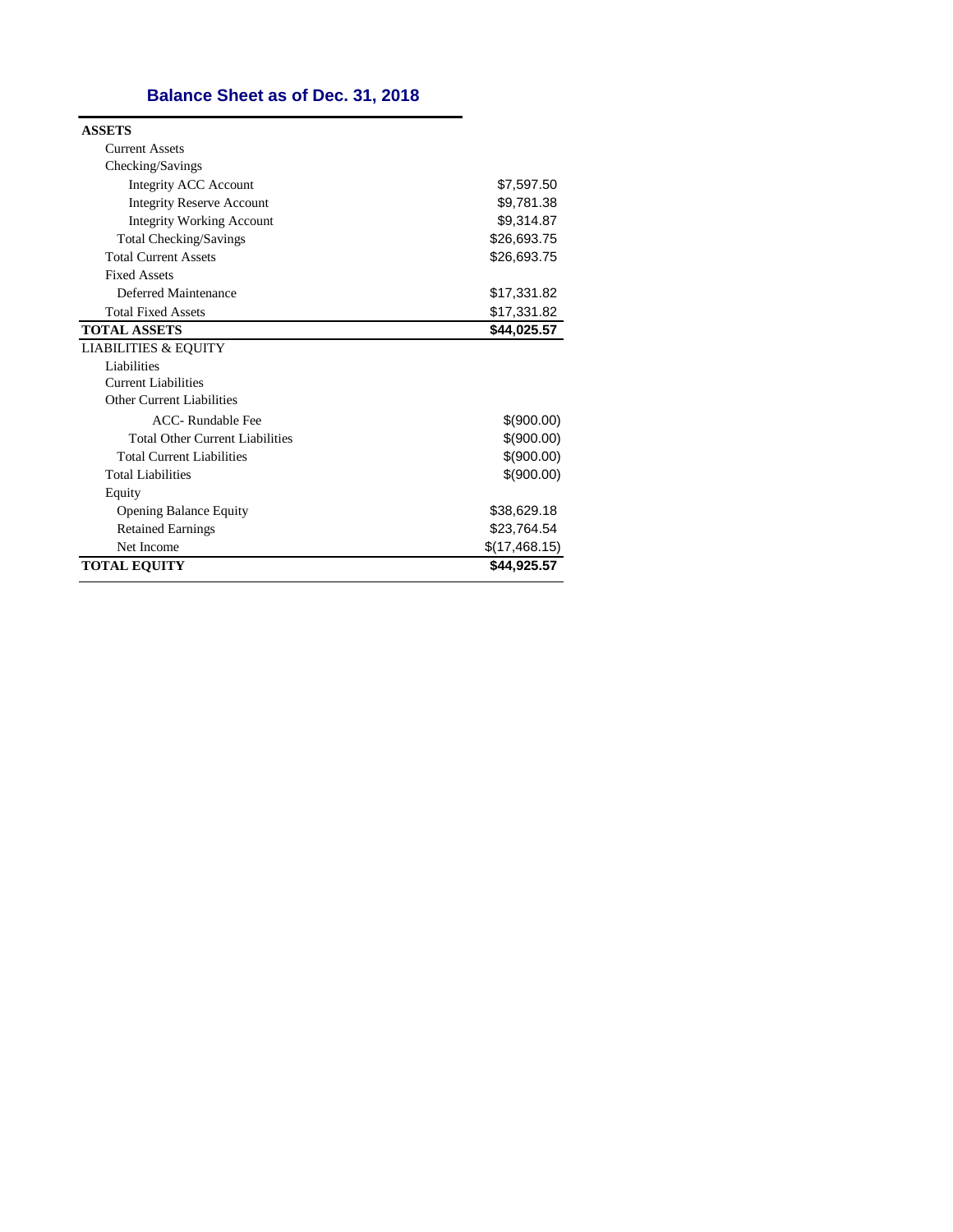## Balance Sheet as of Dec. 31, 2018

| | |
|---|---|
| **ASSETS** | |
| Current Assets | |
| Checking/Savings | |
| Integrity ACC Account | $7,597.50 |
| Integrity Reserve Account | $9,781.38 |
| Integrity Working Account | $9,314.87 |
| Total Checking/Savings | $26,693.75 |
| Total Current Assets | $26,693.75 |
| Fixed Assets | |
| Deferred Maintenance | $17,331.82 |
| Total Fixed Assets | $17,331.82 |
| **TOTAL ASSETS** | **$44,025.57** |
| LIABILITIES & EQUITY | |
| Liabilities | |
| Current Liabilities | |
| Other Current Liabilities | |
| ACC- Rundable Fee | $(900.00) |
| Total Other Current Liabilities | $(900.00) |
| Total Current Liabilities | $(900.00) |
| Total Liabilities | $(900.00) |
| Equity | |
| Opening Balance Equity | $38,629.18 |
| Retained Earnings | $23,764.54 |
| Net Income | $(17,468.15) |
| **TOTAL EQUITY** | **$44,925.57** |